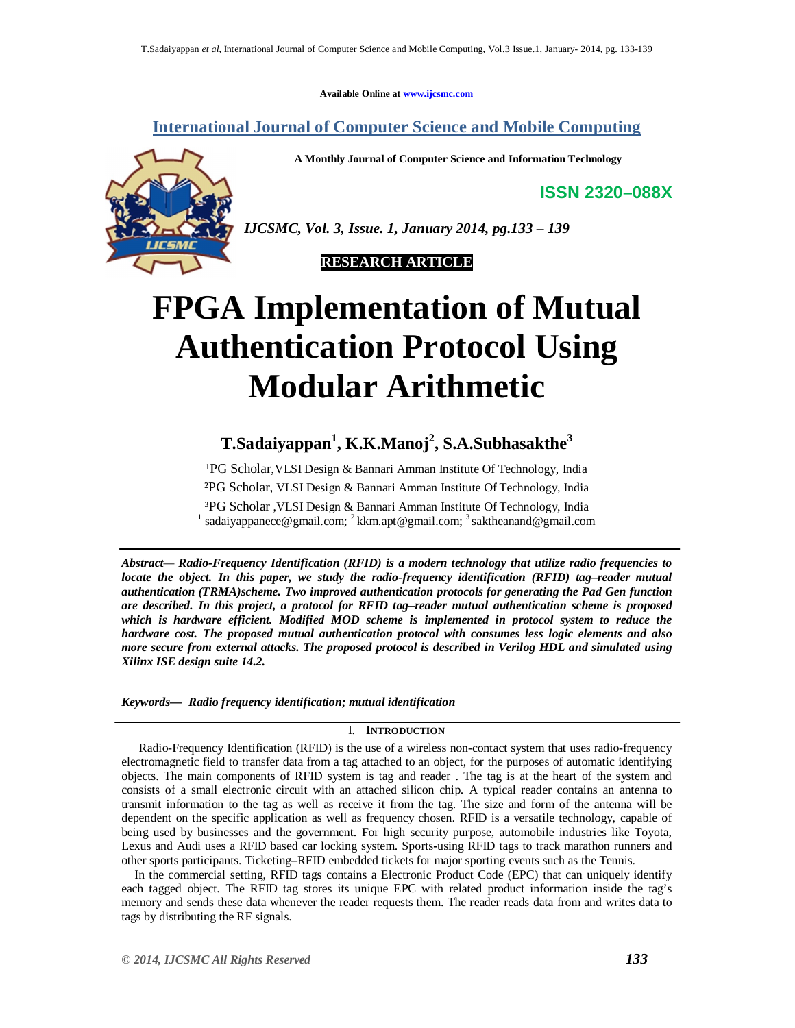Available Online at www.ijcsmc.com

# International Journal of Computer Science and Mobile Computing

A Monthly Journal of Computer Science and Information Technology

ISSN 2320–088X

*IJCSMC, Vol. 3, Issue. 1, January 2014, pg.133 – 139*

**RESEARCH ARTICLE**

# FPGA Implementation of Mutual Authentication Protocol Using Modular Arithmetic

**T.Sadaiyappan[1], K.K.Manoj[2], S.A.Subhasakthe[3]**

[1]PG Scholar,VLSI Design & Bannari Amman Institute Of Technology, India
[2]PG Scholar, VLSI Design & Bannari Amman Institute Of Technology, India
[3]PG Scholar ,VLSI Design & Bannari Amman Institute Of Technology, India
[1] sadaiyappanece@gmail.com; [2] kkm.apt@gmail.com; [3] saktheanand@gmail.com

***Abstract— Radio-Frequency Identification (RFID) is a modern technology that utilize radio frequencies to locate the object. In this paper, we study the radio-frequency identification (RFID) tag–reader mutual authentication (TRMA)scheme. Two improved authentication protocols for generating the Pad Gen function are described. In this project, a protocol for RFID tag–reader mutual authentication scheme is proposed which is hardware efficient. Modified MOD scheme is implemented in protocol system to reduce the hardware cost. The proposed mutual authentication protocol with consumes less logic elements and also more secure from external attacks. The proposed protocol is described in Verilog HDL and simulated using Xilinx ISE design suite 14.2.***

***Keywords— Radio frequency identification; mutual identification***

## I. INTRODUCTION

Radio-Frequency Identification (RFID) is the use of a wireless non-contact system that uses radio-frequency electromagnetic field to transfer data from a tag attached to an object, for the purposes of automatic identifying objects. The main components of RFID system is tag and reader . The tag is at the heart of the system and consists of a small electronic circuit with an attached silicon chip. A typical reader contains an antenna to transmit information to the tag as well as receive it from the tag. The size and form of the antenna will be dependent on the specific application as well as frequency chosen. RFID is a versatile technology, capable of being used by businesses and the government. For high security purpose, automobile industries like Toyota, Lexus and Audi uses a RFID based car locking system. Sports-using RFID tags to track marathon runners and other sports participants. Ticketing–RFID embedded tickets for major sporting events such as the Tennis.

In the commercial setting, RFID tags contains a Electronic Product Code (EPC) that can uniquely identify each tagged object. The RFID tag stores its unique EPC with related product information inside the tag's memory and sends these data whenever the reader requests them. The reader reads data from and writes data to tags by distributing the RF signals.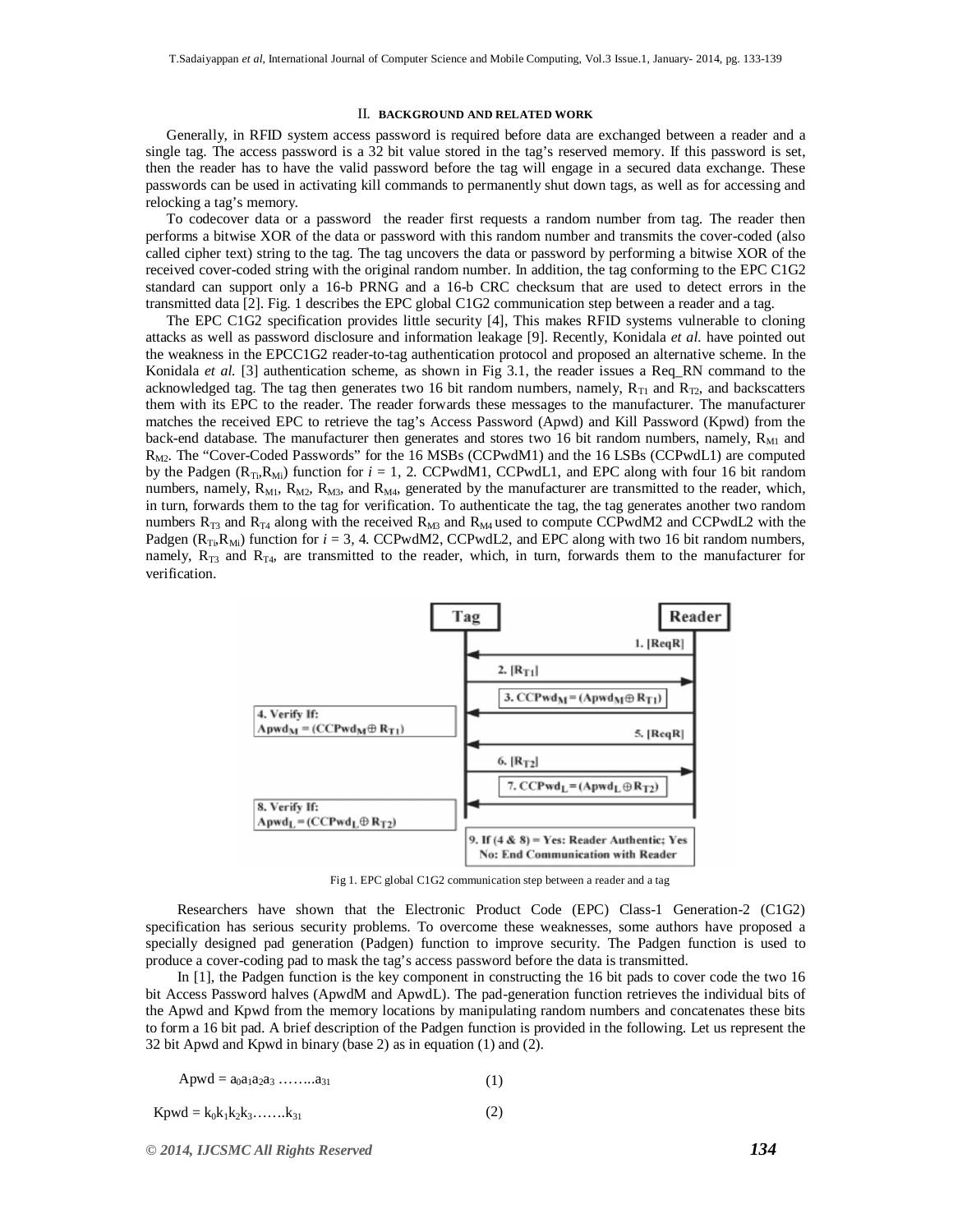## II. BACKGROUND AND RELATED WORK

Generally, in RFID system access password is required before data are exchanged between a reader and a single tag. The access password is a 32 bit value stored in the tag's reserved memory. If this password is set, then the reader has to have the valid password before the tag will engage in a secured data exchange. These passwords can be used in activating kill commands to permanently shut down tags, as well as for accessing and relocking a tag's memory.

To codecover data or a password the reader first requests a random number from tag. The reader then performs a bitwise XOR of the data or password with this random number and transmits the cover-coded (also called cipher text) string to the tag. The tag uncovers the data or password by performing a bitwise XOR of the received cover-coded string with the original random number. In addition, the tag conforming to the EPC C1G2 standard can support only a 16-b PRNG and a 16-b CRC checksum that are used to detect errors in the transmitted data [2]. Fig. 1 describes the EPC global C1G2 communication step between a reader and a tag.

The EPC C1G2 specification provides little security [4], This makes RFID systems vulnerable to cloning attacks as well as password disclosure and information leakage [9]. Recently, Konidala *et al.* have pointed out the weakness in the EPCC1G2 reader-to-tag authentication protocol and proposed an alternative scheme. In the Konidala *et al.* [3] authentication scheme, as shown in Fig 3.1, the reader issues a Req_RN command to the acknowledged tag. The tag then generates two 16 bit random numbers, namely, $R_{T1}$ and $R_{T2}$, and backscatters them with its EPC to the reader. The reader forwards these messages to the manufacturer. The manufacturer matches the received EPC to retrieve the tag's Access Password (Apwd) and Kill Password (Kpwd) from the back-end database. The manufacturer then generates and stores two 16 bit random numbers, namely, $R_{M1}$ and $R_{M2}$. The "Cover-Coded Passwords" for the 16 MSBs (CCPwdM1) and the 16 LSBs (CCPwdL1) are computed by the Padgen ($R_{Ti}$,$R_{Mi}$) function for $i$ = 1, 2. CCPwdM1, CCPwdL1, and EPC along with four 16 bit random numbers, namely, $R_{M1}$, $R_{M2}$, $R_{M3}$, and $R_{M4}$, generated by the manufacturer are transmitted to the reader, which, in turn, forwards them to the tag for verification. To authenticate the tag, the tag generates another two random numbers $R_{T3}$ and $R_{T4}$ along with the received $R_{M3}$ and $R_{M4}$ used to compute CCPwdM2 and CCPwdL2 with the Padgen ($R_{Ti}$,$R_{Mi}$) function for $i$ = 3, 4. CCPwdM2, CCPwdL2, and EPC along with two 16 bit random numbers, namely, $R_{T3}$ and $R_{T4}$, are transmitted to the reader, which, in turn, forwards them to the manufacturer for verification.

Tag — Reader

1. [ReqR]
2. [$R_{T1}$]
3. $CCPwd_M = (Apwd_M \oplus R_{T1})$
4. Verify If: $Apwd_M = (CCPwd_M \oplus R_{T1})$
5. [ReqR]
6. [$R_{T2}$]
7. $CCPwd_L = (Apwd_L \oplus R_{T2})$
8. Verify If: $Apwd_L = (CCPwd_L \oplus R_{T2})$
9. If (4 & 8) = Yes: Reader Authentic; Yes No: End Communication with Reader

Fig 1. EPC global C1G2 communication step between a reader and a tag

Researchers have shown that the Electronic Product Code (EPC) Class-1 Generation-2 (C1G2) specification has serious security problems. To overcome these weaknesses, some authors have proposed a specially designed pad generation (Padgen) function to improve security. The Padgen function is used to produce a cover-coding pad to mask the tag's access password before the data is transmitted.

In [1], the Padgen function is the key component in constructing the 16 bit pads to cover code the two 16 bit Access Password halves (ApwdM and ApwdL). The pad-generation function retrieves the individual bits of the Apwd and Kpwd from the memory locations by manipulating random numbers and concatenates these bits to form a 16 bit pad. A brief description of the Padgen function is provided in the following. Let us represent the 32 bit Apwd and Kpwd in binary (base 2) as in equation (1) and (2).

$$Apwd = a_0a_1a_2a_3 \ldots\ldots a_{31} \quad (1)$$

$$Kpwd = k_0k_1k_2k_3\ldots\ldots k_{31} \quad (2)$$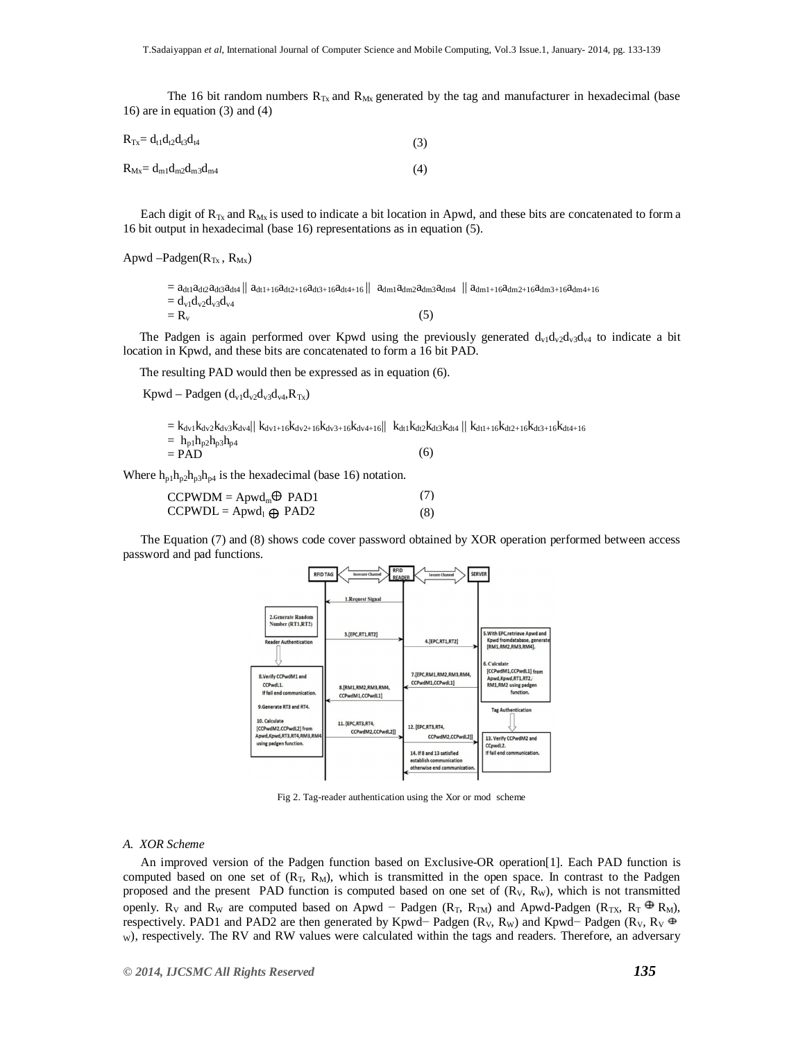The 16 bit random numbers $R_{Tx}$ and $R_{Mx}$ generated by the tag and manufacturer in hexadecimal (base 16) are in equation (3) and (4)

$$R_{Tx} = d_{t1}d_{t2}d_{t3}d_{t4} \quad (3)$$

$$R_{Mx} = d_{m1}d_{m2}d_{m3}d_{m4} \quad (4)$$

Each digit of $R_{Tx}$ and $R_{Mx}$ is used to indicate a bit location in Apwd, and these bits are concatenated to form a 16 bit output in hexadecimal (base 16) representations as in equation (5).

Apwd –Padgen($R_{Tx}$ , $R_{Mx}$)

$$= a_{dt1}a_{dt2}a_{dt3}a_{dt4} \,||\, a_{dt1+16}a_{dt2+16}a_{dt3+16}a_{dt4+16} \,||\, a_{dm1}a_{dm2}a_{dm3}a_{dm4} \,||\, a_{dm1+16}a_{dm2+16}a_{dm3+16}a_{dm4+16}$$
$$= d_{v1}d_{v2}d_{v3}d_{v4}$$
$$= R_v \quad (5)$$

The Padgen is again performed over Kpwd using the previously generated $d_{v1}d_{v2}d_{v3}d_{v4}$ to indicate a bit location in Kpwd, and these bits are concatenated to form a 16 bit PAD.

The resulting PAD would then be expressed as in equation (6).

Kpwd – Padgen ($d_{v1}d_{v2}d_{v3}d_{v4}$, $R_{Tx}$)

$$= k_{dv1}k_{dv2}k_{dv3}k_{dv4} \,||\, k_{dv1+16}k_{dv2+16}k_{dv3+16}k_{dv4+16} \,||\, k_{dt1}k_{dt2}k_{dt3}k_{dt4} \,||\, k_{dt1+16}k_{dt2+16}k_{dt3+16}k_{dt4+16}$$
$$= h_{p1}h_{p2}h_{p3}h_{p4}$$
$$= PAD \quad (6)$$

Where $h_{p1}h_{p2}h_{p3}h_{p4}$ is the hexadecimal (base 16) notation.

$$CCPWDM = Apwd_m \oplus PAD1 \quad (7)$$
$$CCPWDL = Apwd_l \oplus PAD2 \quad (8)$$

The Equation (7) and (8) shows code cover password obtained by XOR operation performed between access password and pad functions.

Fig 2. Tag-reader authentication using the Xor or mod scheme

### A. XOR Scheme

An improved version of the Padgen function based on Exclusive-OR operation[1]. Each PAD function is computed based on one set of ($R_T$, $R_M$), which is transmitted in the open space. In contrast to the Padgen proposed and the present PAD function is computed based on one set of ($R_V$, $R_W$), which is not transmitted openly. $R_V$ and $R_W$ are computed based on Apwd − Padgen ($R_T$, $R_{TM}$) and Apwd-Padgen ($R_{TX}$, $R_T \oplus R_M$), respectively. PAD1 and PAD2 are then generated by Kpwd− Padgen ($R_V$, $R_W$) and Kpwd− Padgen ($R_V$, $R_{V \oplus W}$), respectively. The RV and RW values were calculated within the tags and readers. Therefore, an adversary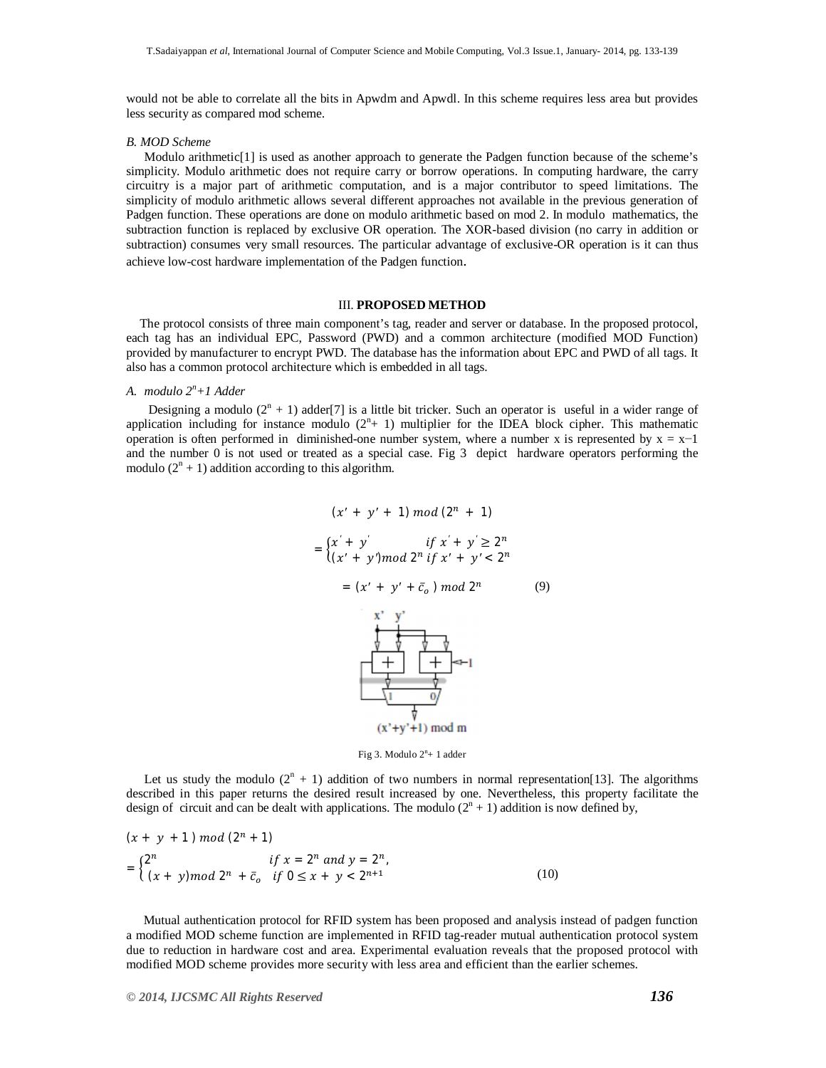would not be able to correlate all the bits in Apwdm and Apwdl. In this scheme requires less area but provides less security as compared mod scheme.

*B. MOD Scheme*

Modulo arithmetic[1] is used as another approach to generate the Padgen function because of the scheme's simplicity. Modulo arithmetic does not require carry or borrow operations. In computing hardware, the carry circuitry is a major part of arithmetic computation, and is a major contributor to speed limitations. The simplicity of modulo arithmetic allows several different approaches not available in the previous generation of Padgen function. These operations are done on modulo arithmetic based on mod 2. In modulo mathematics, the subtraction function is replaced by exclusive OR operation. The XOR-based division (no carry in addition or subtraction) consumes very small resources. The particular advantage of exclusive-OR operation is it can thus achieve low-cost hardware implementation of the Padgen function.

## III. PROPOSED METHOD

The protocol consists of three main component's tag, reader and server or database. In the proposed protocol, each tag has an individual EPC, Password (PWD) and a common architecture (modified MOD Function) provided by manufacturer to encrypt PWD. The database has the information about EPC and PWD of all tags. It also has a common protocol architecture which is embedded in all tags.

*A. modulo $2^n$+1 Adder*

Designing a modulo ($2^n + 1$) adder[7] is a little bit tricker. Such an operator is useful in a wider range of application including for instance modulo ($2^n$+ 1) multiplier for the IDEA block cipher. This mathematic operation is often performed in diminished-one number system, where a number x is represented by x = x−1 and the number 0 is not used or treated as a special case. Fig 3 depict hardware operators performing the modulo ($2^n + 1$) addition according to this algorithm.

$$(x' + y' + 1)\ mod\ (2^n + 1)$$

$$= \begin{cases} x' + y' & if\ x' + y' \geq 2^n \\ (x' + y')mod\ 2^n & if\ x' + y' < 2^n \end{cases}$$

$$= (x' + y' + \bar{c}_o)\ mod\ 2^n \qquad (9)$$

Fig 3. Modulo $2^n$+ 1 adder

Let us study the modulo ($2^n + 1$) addition of two numbers in normal representation[13]. The algorithms described in this paper returns the desired result increased by one. Nevertheless, this property facilitate the design of circuit and can be dealt with applications. The modulo ($2^n + 1$) addition is now defined by,

$$(x + y + 1)\ mod\ (2^n + 1)$$

$$= \begin{cases} 2^n & if\ x = 2^n\ and\ y = 2^n, \\ (x + y)mod\ 2^n + \bar{c}_o & if\ 0 \leq x + y < 2^{n+1} \end{cases} \qquad (10)$$

Mutual authentication protocol for RFID system has been proposed and analysis instead of padgen function a modified MOD scheme function are implemented in RFID tag-reader mutual authentication protocol system due to reduction in hardware cost and area. Experimental evaluation reveals that the proposed protocol with modified MOD scheme provides more security with less area and efficient than the earlier schemes.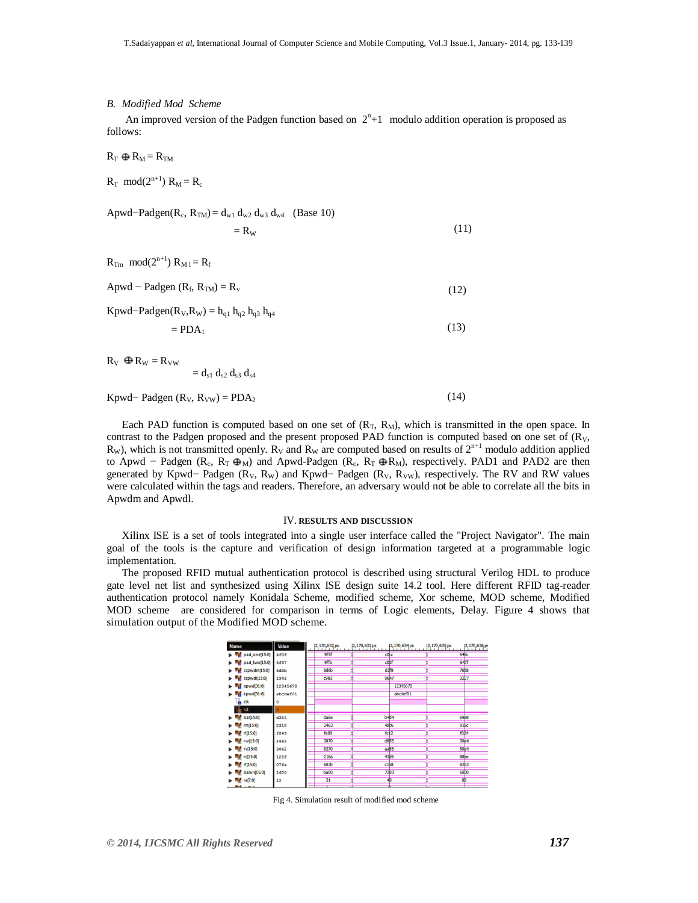### B. *Modified Mod Scheme*

An improved version of the Padgen function based on $2^n+1$ modulo addition operation is proposed as follows:

$$R_T \oplus R_M = R_{TM}$$

$$R_T \bmod(2^{n+1}) R_M = R_c$$

$$\text{Apwd}-\text{Padgen}(R_c, R_{TM}) = d_{w1}\, d_{w2}\, d_{w3}\, d_{w4} \quad (\text{Base } 10)$$

$$= R_W \tag{11}$$

$$R_{Tm} \bmod(2^{n+1}) R_{M1} = R_f$$

$$\text{Apwd} - \text{Padgen}(R_f, R_{TM}) = R_v \tag{12}$$

$$\text{Kpwd}-\text{Padgen}(R_V, R_W) = h_{q1}\, h_{q2}\, h_{q3}\, h_{q4}$$

$$= PDA_1 \tag{13}$$

$$R_V \oplus R_W = R_{VW}$$

$$= d_{s1}\, d_{s2}\, d_{s3}\, d_{s4}$$

$$\text{Kpwd}- \text{Padgen}(R_V, R_{VW}) = PDA_2 \tag{14}$$

Each PAD function is computed based on one set of ($R_T$, $R_M$), which is transmitted in the open space. In contrast to the Padgen proposed and the present proposed PAD function is computed based on one set of ($R_V$, $R_W$), which is not transmitted openly. $R_V$ and $R_W$ are computed based on results of $2^{n+1}$ modulo addition applied to Apwd − Padgen ($R_c$, $R_T \oplus_M$) and Apwd-Padgen ($R_c$, $R_T \oplus R_M$), respectively. PAD1 and PAD2 are then generated by Kpwd− Padgen ($R_V$, $R_W$) and Kpwd− Padgen ($R_V$, $R_{VW}$), respectively. The RV and RW values were calculated within the tags and readers. Therefore, an adversary would not be able to correlate all the bits in Apwdm and Apwdl.

## IV. RESULTS AND DISCUSSION

Xilinx ISE is a set of tools integrated into a single user interface called the "Project Navigator". The main goal of the tools is the capture and verification of design information targeted at a programmable logic implementation.

The proposed RFID mutual authentication protocol is described using structural Verilog HDL to produce gate level net list and synthesized using Xilinx ISE design suite 14.2 tool. Here different RFID tag-reader authentication protocol namely Konidala Scheme, modified scheme, Xor scheme, MOD scheme, Modified MOD scheme are considered for comparison in terms of Logic elements, Delay. Figure 4 shows that simulation output of the Modified MOD scheme.

Fig 4. Simulation result of modified mod scheme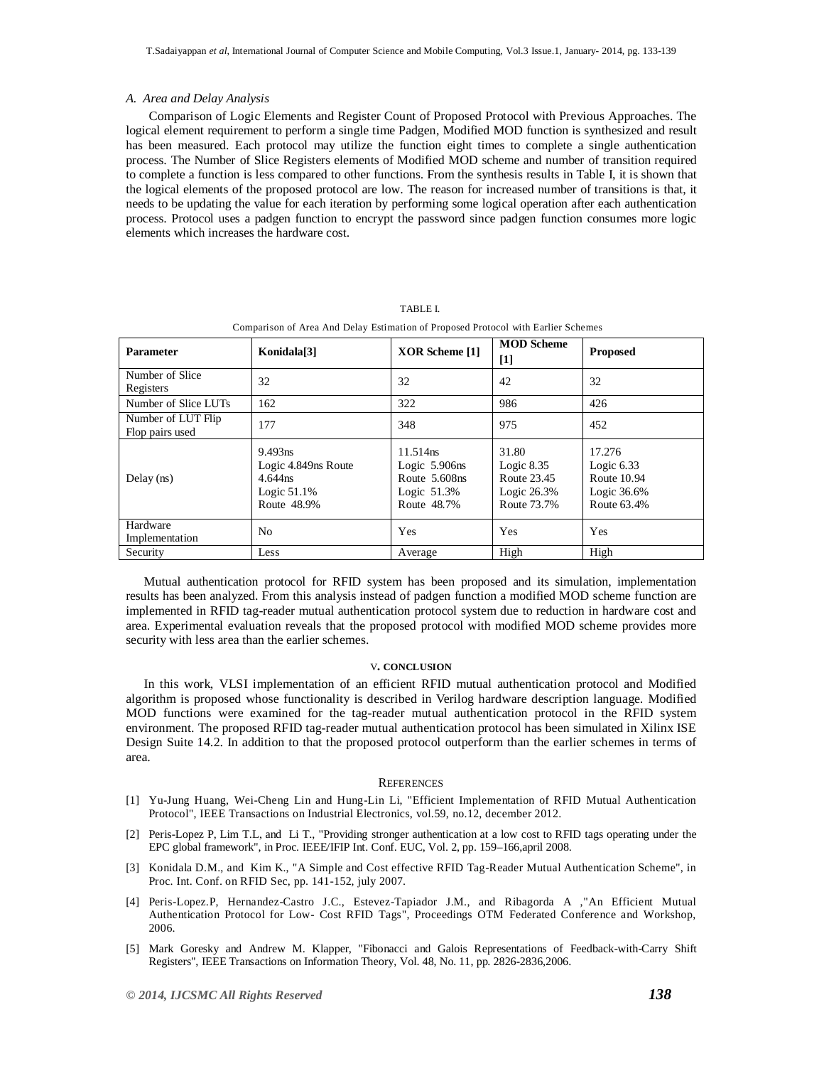### A. Area and Delay Analysis

Comparison of Logic Elements and Register Count of Proposed Protocol with Previous Approaches. The logical element requirement to perform a single time Padgen, Modified MOD function is synthesized and result has been measured. Each protocol may utilize the function eight times to complete a single authentication process. The Number of Slice Registers elements of Modified MOD scheme and number of transition required to complete a function is less compared to other functions. From the synthesis results in Table I, it is shown that the logical elements of the proposed protocol are low. The reason for increased number of transitions is that, it needs to be updating the value for each iteration by performing some logical operation after each authentication process. Protocol uses a padgen function to encrypt the password since padgen function consumes more logic elements which increases the hardware cost.

TABLE I.

Comparison of Area And Delay Estimation of Proposed Protocol with Earlier Schemes

| Parameter | Konidala[3] | XOR Scheme [1] | MOD Scheme [1] | Proposed |
|---|---|---|---|---|
| Number of Slice Registers | 32 | 32 | 42 | 32 |
| Number of Slice LUTs | 162 | 322 | 986 | 426 |
| Number of LUT Flip Flop pairs used | 177 | 348 | 975 | 452 |
| Delay (ns) | 9.493ns Logic 4.849ns Route 4.644ns Logic 51.1% Route 48.9% | 11.514ns Logic 5.906ns Route 5.608ns Logic 51.3% Route 48.7% | 31.80 Logic 8.35 Route 23.45 Logic 26.3% Route 73.7% | 17.276 Logic 6.33 Route 10.94 Logic 36.6% Route 63.4% |
| Hardware Implementation | No | Yes | Yes | Yes |
| Security | Less | Average | High | High |

Mutual authentication protocol for RFID system has been proposed and its simulation, implementation results has been analyzed. From this analysis instead of padgen function a modified MOD scheme function are implemented in RFID tag-reader mutual authentication protocol system due to reduction in hardware cost and area. Experimental evaluation reveals that the proposed protocol with modified MOD scheme provides more security with less area than the earlier schemes.

## V. CONCLUSION

In this work, VLSI implementation of an efficient RFID mutual authentication protocol and Modified algorithm is proposed whose functionality is described in Verilog hardware description language. Modified MOD functions were examined for the tag-reader mutual authentication protocol in the RFID system environment. The proposed RFID tag-reader mutual authentication protocol has been simulated in Xilinx ISE Design Suite 14.2. In addition to that the proposed protocol outperform than the earlier schemes in terms of area.

## REFERENCES

[1] Yu-Jung Huang, Wei-Cheng Lin and Hung-Lin Li, "Efficient Implementation of RFID Mutual Authentication Protocol", IEEE Transactions on Industrial Electronics, vol.59, no.12, december 2012.

[2] Peris-Lopez P, Lim T.L, and Li T., "Providing stronger authentication at a low cost to RFID tags operating under the EPC global framework", in Proc. IEEE/IFIP Int. Conf. EUC, Vol. 2, pp. 159–166,april 2008.

[3] Konidala D.M., and Kim K., "A Simple and Cost effective RFID Tag-Reader Mutual Authentication Scheme", in Proc. Int. Conf. on RFID Sec, pp. 141-152, july 2007.

[4] Peris-Lopez.P, Hernandez-Castro J.C., Estevez-Tapiador J.M., and Ribagorda A ,"An Efficient Mutual Authentication Protocol for Low- Cost RFID Tags", Proceedings OTM Federated Conference and Workshop, 2006.

[5] Mark Goresky and Andrew M. Klapper, "Fibonacci and Galois Representations of Feedback-with-Carry Shift Registers", IEEE Transactions on Information Theory, Vol. 48, No. 11, pp. 2826-2836,2006.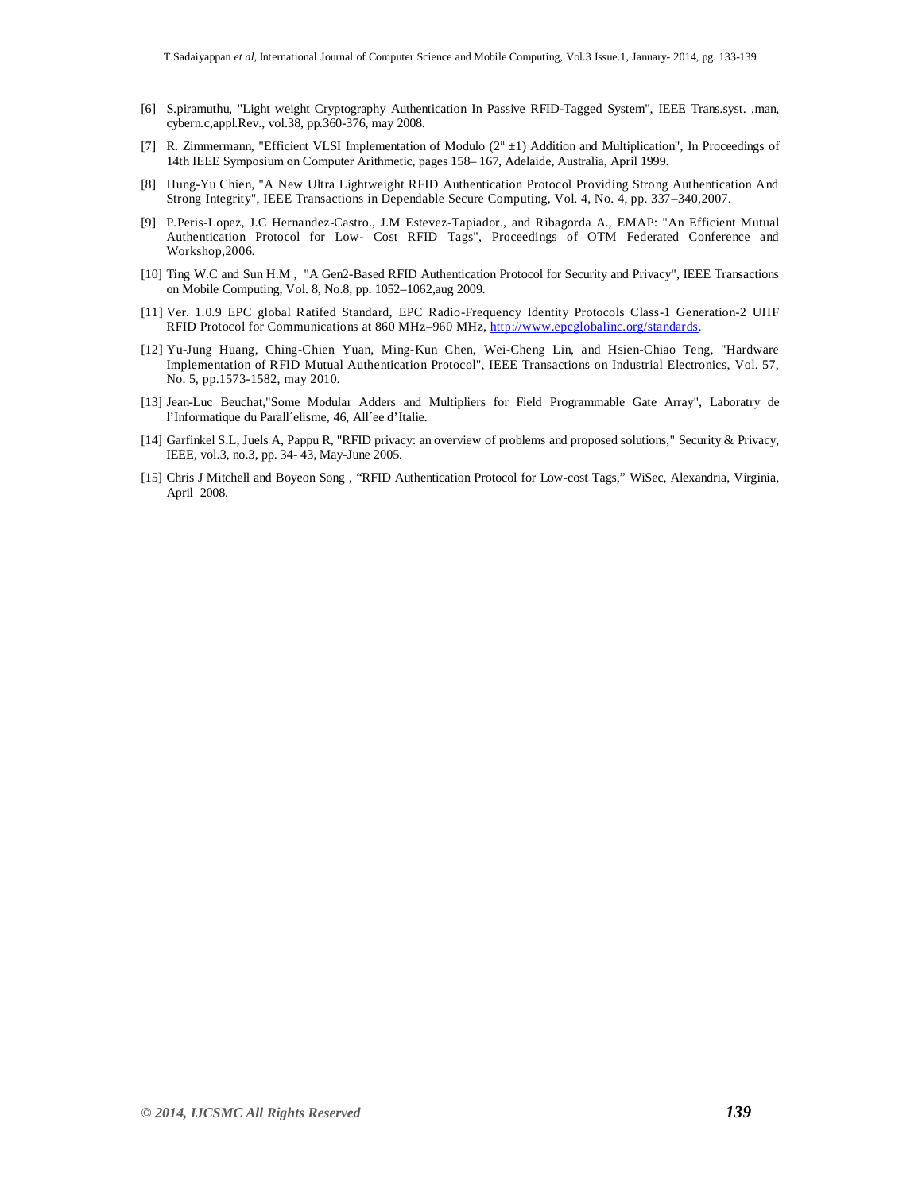[6] S.piramuthu, "Light weight Cryptography Authentication In Passive RFID-Tagged System", IEEE Trans.syst. ,man, cybern.c,appl.Rev., vol.38, pp.360-376, may 2008.

[7] R. Zimmermann, "Efficient VLSI Implementation of Modulo ($2^n \pm 1$) Addition and Multiplication", In Proceedings of 14th IEEE Symposium on Computer Arithmetic, pages 158– 167, Adelaide, Australia, April 1999.

[8] Hung-Yu Chien, "A New Ultra Lightweight RFID Authentication Protocol Providing Strong Authentication And Strong Integrity", IEEE Transactions in Dependable Secure Computing, Vol. 4, No. 4, pp. 337–340,2007.

[9] P.Peris-Lopez, J.C Hernandez-Castro., J.M Estevez-Tapiador., and Ribagorda A., EMAP: "An Efficient Mutual Authentication Protocol for Low- Cost RFID Tags", Proceedings of OTM Federated Conference and Workshop,2006.

[10] Ting W.C and Sun H.M , "A Gen2-Based RFID Authentication Protocol for Security and Privacy", IEEE Transactions on Mobile Computing, Vol. 8, No.8, pp. 1052–1062,aug 2009.

[11] Ver. 1.0.9 EPC global Ratifed Standard, EPC Radio-Frequency Identity Protocols Class-1 Generation-2 UHF RFID Protocol for Communications at 860 MHz–960 MHz, http://www.epcglobalinc.org/standards.

[12] Yu-Jung Huang, Ching-Chien Yuan, Ming-Kun Chen, Wei-Cheng Lin, and Hsien-Chiao Teng, "Hardware Implementation of RFID Mutual Authentication Protocol", IEEE Transactions on Industrial Electronics, Vol. 57, No. 5, pp.1573-1582, may 2010.

[13] Jean-Luc Beuchat,"Some Modular Adders and Multipliers for Field Programmable Gate Array", Laboratry de l'Informatique du Parall´elisme, 46, All´ee d'Italie.

[14] Garfinkel S.L, Juels A, Pappu R, "RFID privacy: an overview of problems and proposed solutions," Security & Privacy, IEEE, vol.3, no.3, pp. 34- 43, May-June 2005.

[15] Chris J Mitchell and Boyeon Song , "RFID Authentication Protocol for Low-cost Tags," WiSec, Alexandria, Virginia, April 2008.